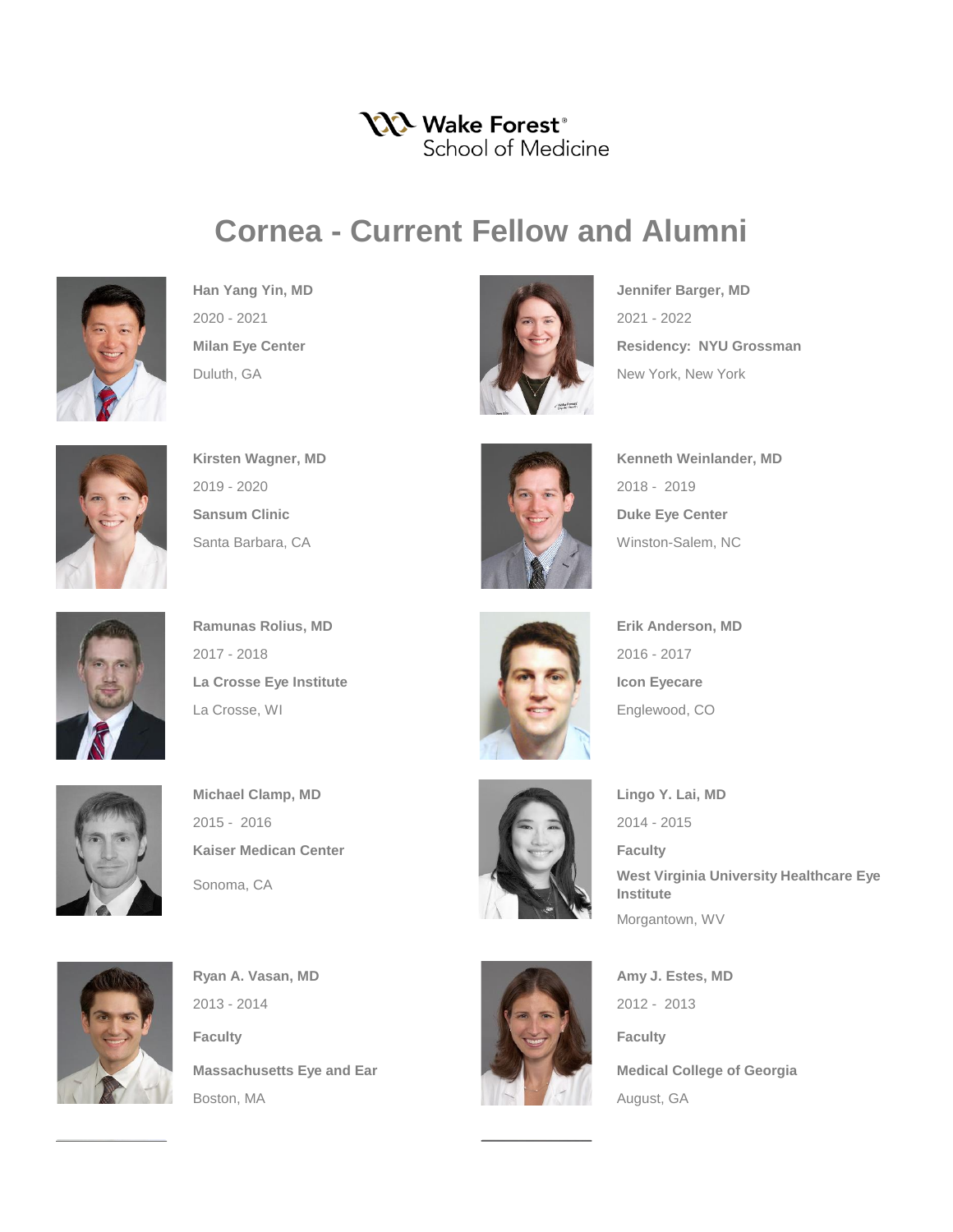Wake Forest® School of Medicine

# Cornea - Current Fellow and Alumni

**Han Yang Yin, MD**

2020 - 2021

**Milan Eye Center**

Duluth, GA

**Jennifer Barger, MD**

2021 - 2022

**Residency: NYU Grossman**

New York, New York

**Kirsten Wagner, MD**

2019 - 2020

**Sansum Clinic**

Santa Barbara, CA

**Kenneth Weinlander, MD**

2018 - 2019

**Duke Eye Center**

Winston-Salem, NC

**Ramunas Rolius, MD**

2017 - 2018

**La Crosse Eye Institute**

La Crosse, WI

**Erik Anderson, MD**

2016 - 2017

**Icon Eyecare**

Englewood, CO

**Michael Clamp, MD**

2015 - 2016

**Kaiser Medican Center**

Sonoma, CA

**Lingo Y. Lai, MD**

2014 - 2015

**Faculty**

**West Virginia University Healthcare Eye Institute**

Morgantown, WV

**Ryan A. Vasan, MD**

2013 - 2014

**Faculty**

**Massachusetts Eye and Ear**

Boston, MA

**Amy J. Estes, MD**

2012 - 2013

**Faculty**

**Medical College of Georgia**

August, GA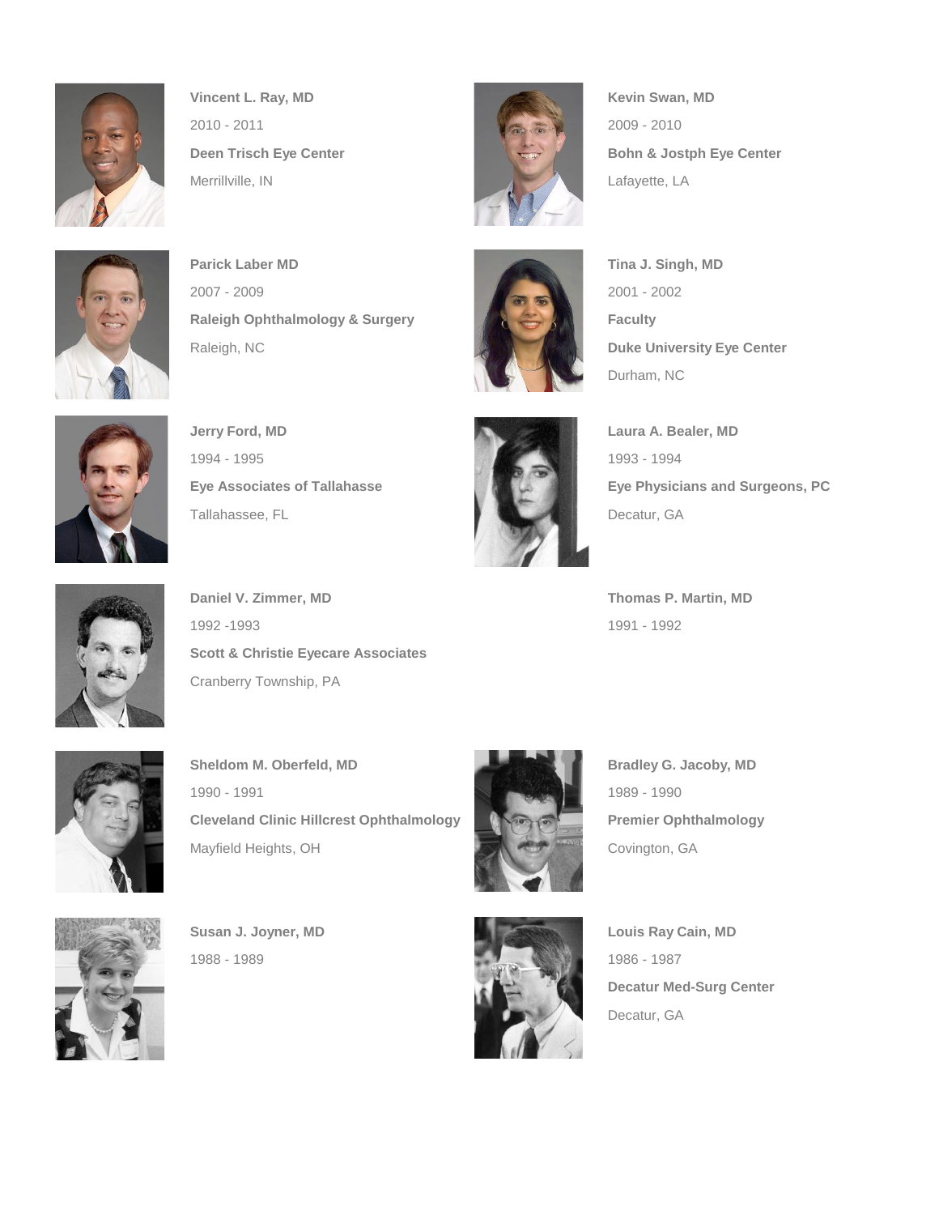**Vincent L. Ray, MD**

2010 - 2011

**Deen Trisch Eye Center**

Merrillville, IN

**Kevin Swan, MD**

2009 - 2010

**Bohn & Jostph Eye Center**

Lafayette, LA

**Parick Laber MD**

2007 - 2009

**Raleigh Ophthalmology & Surgery**

Raleigh, NC

**Tina J. Singh, MD**

2001 - 2002

**Faculty**

**Duke University Eye Center**

Durham, NC

**Jerry Ford, MD**

1994 - 1995

**Eye Associates of Tallahasse**

Tallahassee, FL

**Laura A. Bealer, MD**

1993 - 1994

**Eye Physicians and Surgeons, PC**

Decatur, GA

**Daniel V. Zimmer, MD**

1992 -1993

**Scott & Christie Eyecare Associates**

Cranberry Township, PA

**Thomas P. Martin, MD**

1991 - 1992

**Sheldom M. Oberfeld, MD**

1990 - 1991

**Cleveland Clinic Hillcrest Ophthalmology**

Mayfield Heights, OH

**Bradley G. Jacoby, MD**

1989 - 1990

**Premier Ophthalmology**

Covington, GA

**Susan J. Joyner, MD**

1988 - 1989

**Louis Ray Cain, MD**

1986 - 1987

**Decatur Med-Surg Center**

Decatur, GA